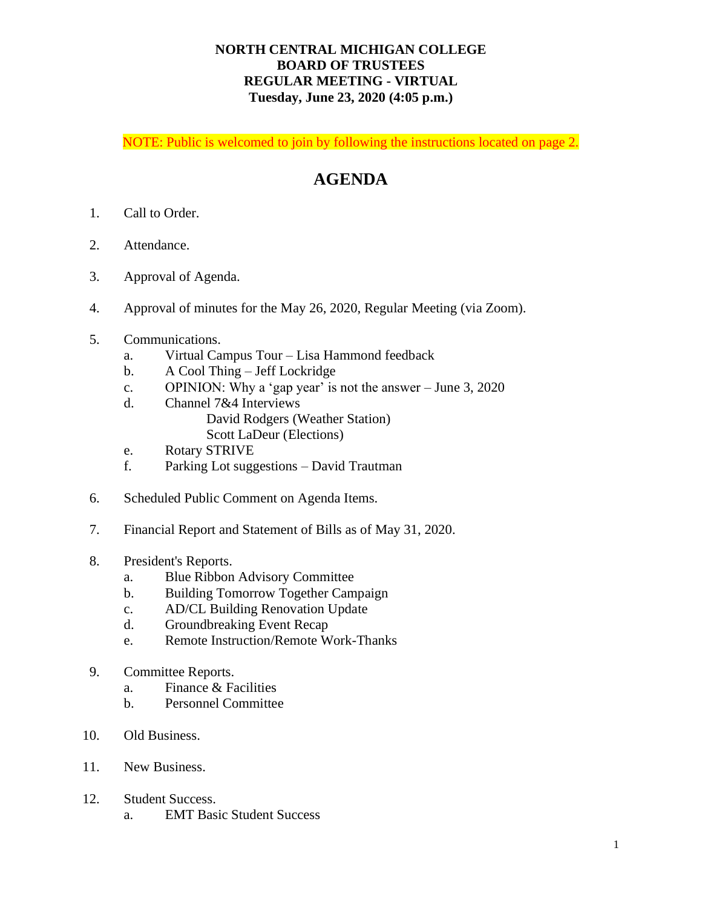**NORTH CENTRAL MICHIGAN COLLEGE**
**BOARD OF TRUSTEES**
**REGULAR MEETING - VIRTUAL**
**Tuesday, June 23, 2020 (4:05 p.m.)**

NOTE: Public is welcomed to join by following the instructions located on page 2.

# AGENDA

1. Call to Order.

2. Attendance.

3. Approval of Agenda.

4. Approval of minutes for the May 26, 2020, Regular Meeting (via Zoom).

5. Communications.
   a. Virtual Campus Tour – Lisa Hammond feedback
   b. A Cool Thing – Jeff Lockridge
   c. OPINION: Why a 'gap year' is not the answer – June 3, 2020
   d. Channel 7&4 Interviews
      David Rodgers (Weather Station)
      Scott LaDeur (Elections)
   e. Rotary STRIVE
   f. Parking Lot suggestions – David Trautman

6. Scheduled Public Comment on Agenda Items.

7. Financial Report and Statement of Bills as of May 31, 2020.

8. President's Reports.
   a. Blue Ribbon Advisory Committee
   b. Building Tomorrow Together Campaign
   c. AD/CL Building Renovation Update
   d. Groundbreaking Event Recap
   e. Remote Instruction/Remote Work-Thanks

9. Committee Reports.
   a. Finance & Facilities
   b. Personnel Committee

10. Old Business.

11. New Business.

12. Student Success.
    a. EMT Basic Student Success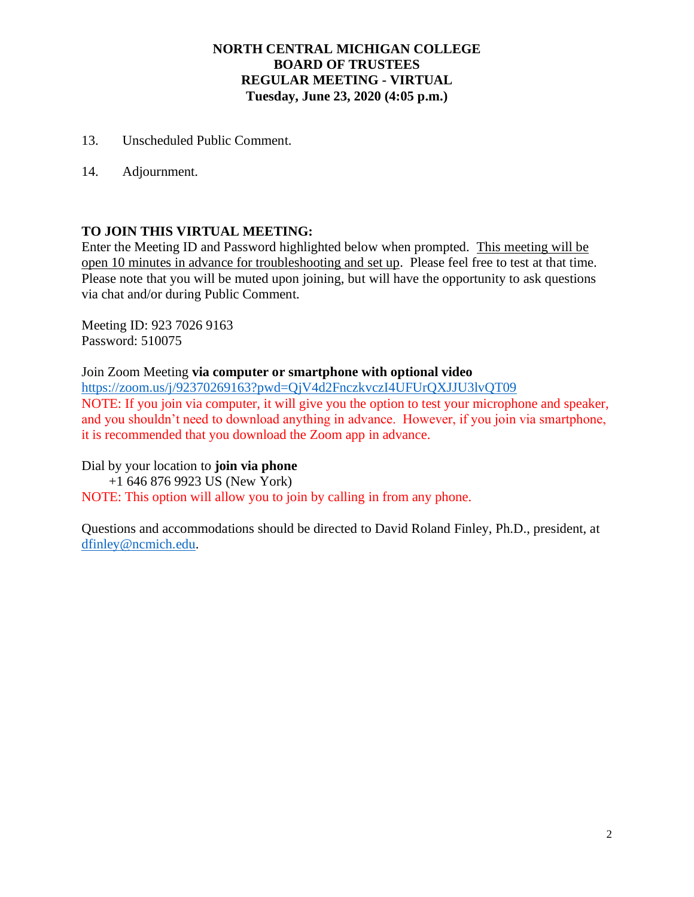**NORTH CENTRAL MICHIGAN COLLEGE**
**BOARD OF TRUSTEES**
**REGULAR MEETING - VIRTUAL**
**Tuesday, June 23, 2020 (4:05 p.m.)**

13. Unscheduled Public Comment.

14. Adjournment.

**TO JOIN THIS VIRTUAL MEETING:**
Enter the Meeting ID and Password highlighted below when prompted. This meeting will be open 10 minutes in advance for troubleshooting and set up. Please feel free to test at that time. Please note that you will be muted upon joining, but will have the opportunity to ask questions via chat and/or during Public Comment.

Meeting ID: 923 7026 9163
Password: 510075

Join Zoom Meeting **via computer or smartphone with optional video**
https://zoom.us/j/92370269163?pwd=QjV4d2FnczkvczI4UFUrQXJJU3lvQT09
NOTE: If you join via computer, it will give you the option to test your microphone and speaker, and you shouldn't need to download anything in advance. However, if you join via smartphone, it is recommended that you download the Zoom app in advance.

Dial by your location to **join via phone**
+1 646 876 9923 US (New York)
NOTE: This option will allow you to join by calling in from any phone.

Questions and accommodations should be directed to David Roland Finley, Ph.D., president, at dfinley@ncmich.edu.